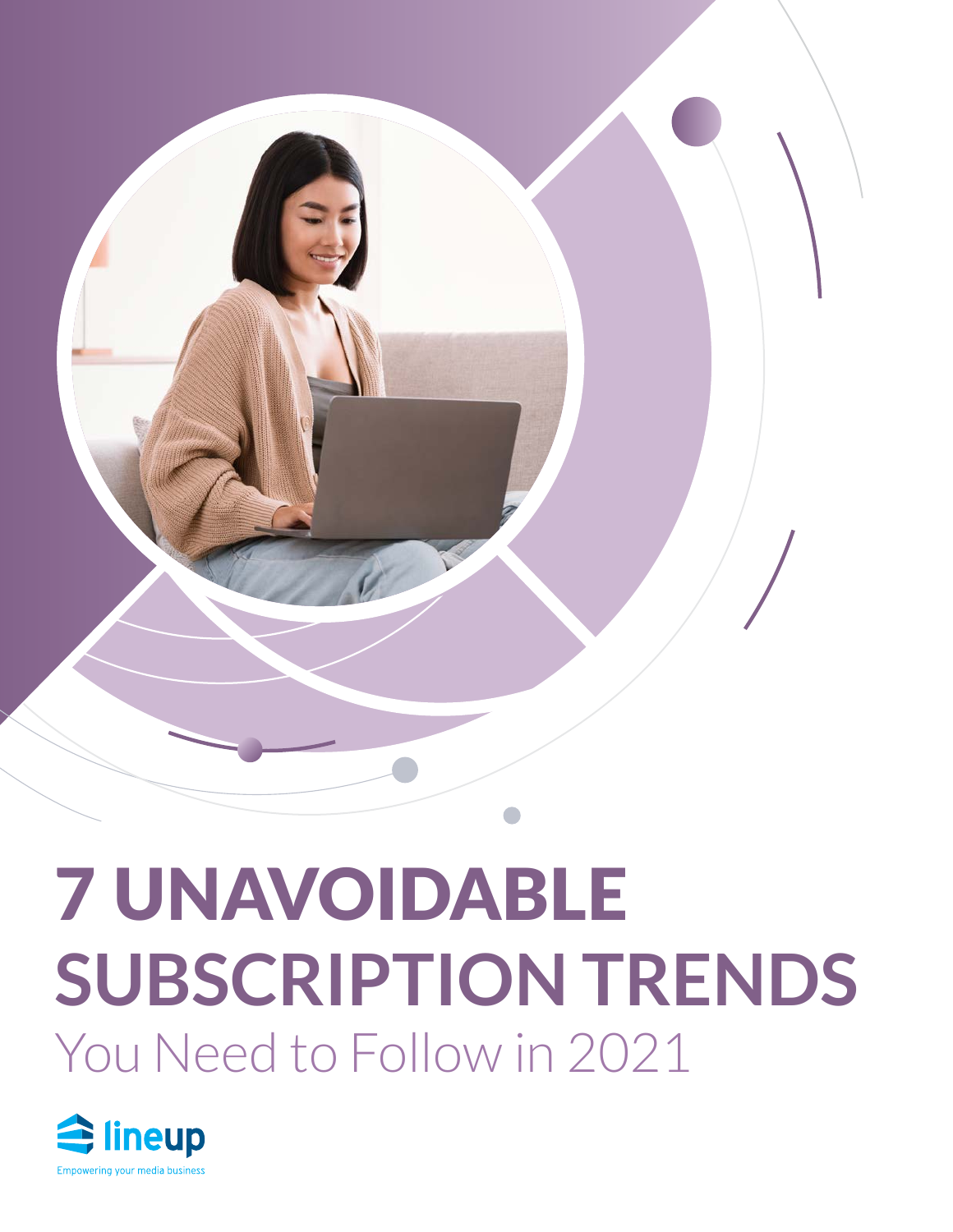# 7 UNAVOIDABLE SUBSCRIPTION TRENDS

## You Need to Follow in 2021

lineup

Empowering your media business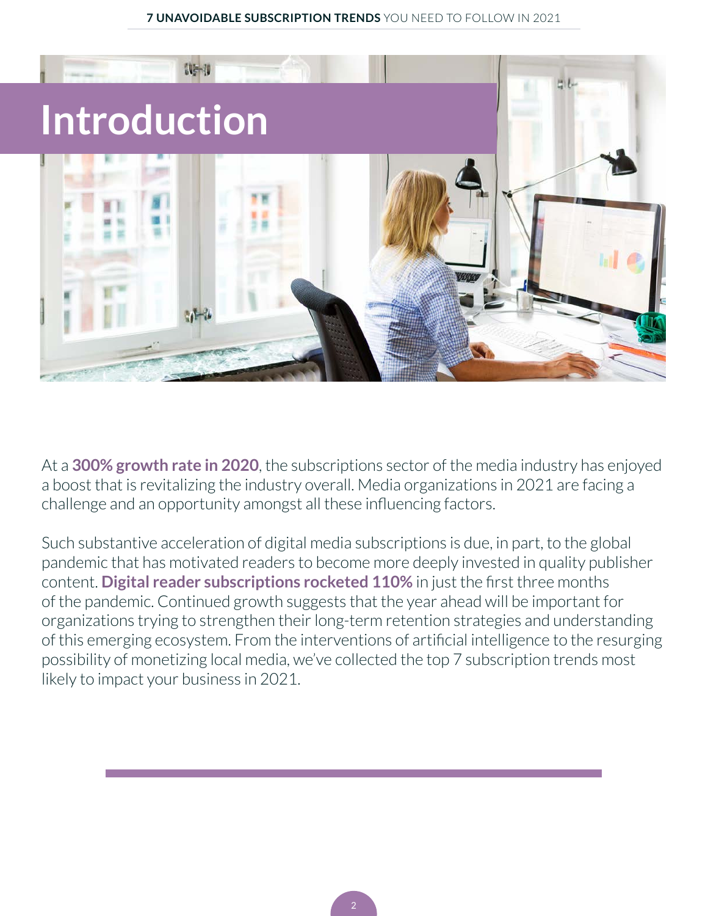# Introduction

At a **300% growth rate in 2020**, the subscriptions sector of the media industry has enjoyed a boost that is revitalizing the industry overall. Media organizations in 2021 are facing a challenge and an opportunity amongst all these influencing factors.

Such substantive acceleration of digital media subscriptions is due, in part, to the global pandemic that has motivated readers to become more deeply invested in quality publisher content. **Digital reader subscriptions rocketed 110%** in just the first three months of the pandemic. Continued growth suggests that the year ahead will be important for organizations trying to strengthen their long-term retention strategies and understanding of this emerging ecosystem. From the interventions of artificial intelligence to the resurging possibility of monetizing local media, we've collected the top 7 subscription trends most likely to impact your business in 2021.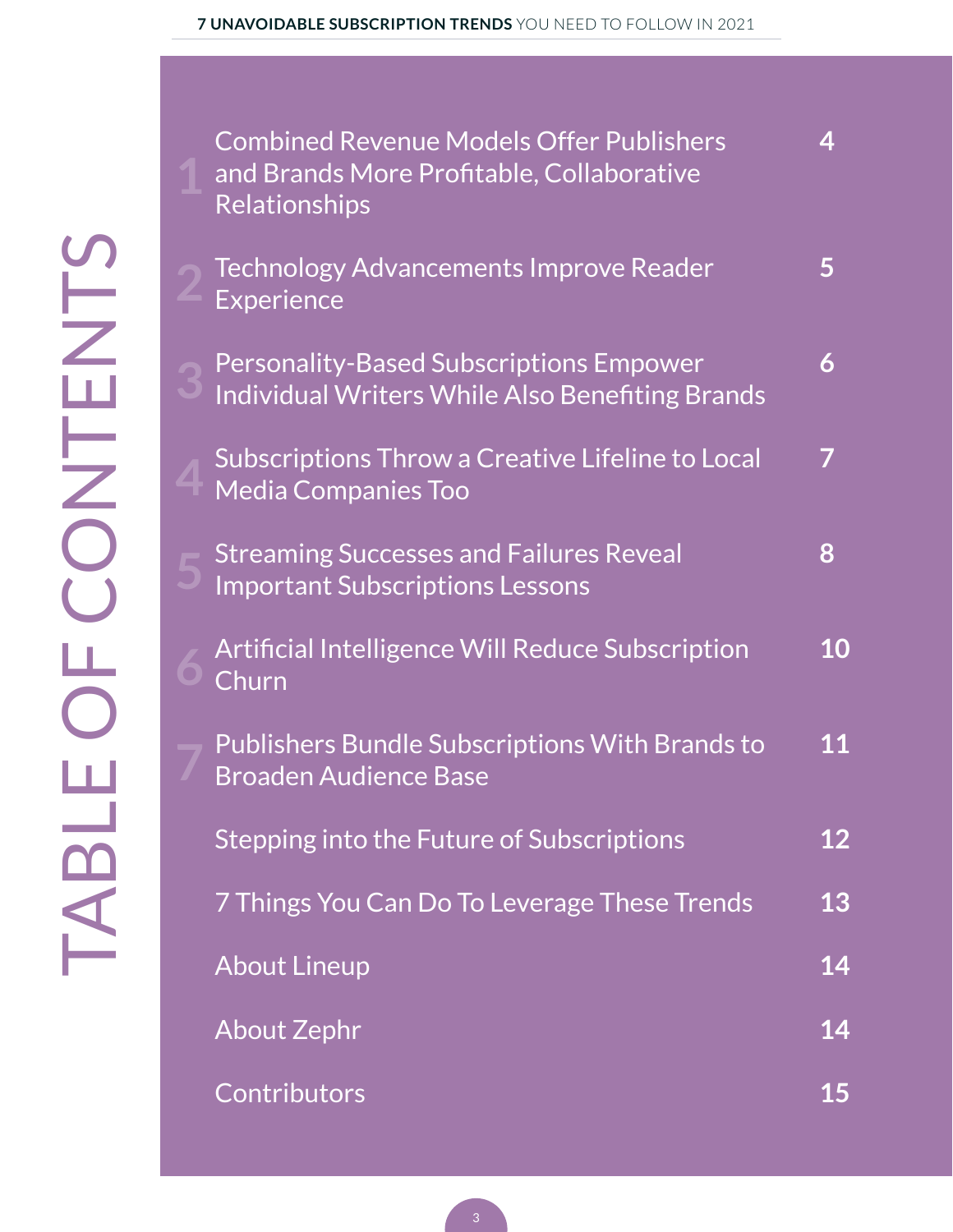# TABLE OF CONTENTS

| | | |
|---|---|---|
| 1 | Combined Revenue Models Offer Publishers and Brands More Profitable, Collaborative Relationships | 4 |
| 2 | Technology Advancements Improve Reader Experience | 5 |
| 3 | Personality-Based Subscriptions Empower Individual Writers While Also Benefiting Brands | 6 |
| 4 | Subscriptions Throw a Creative Lifeline to Local Media Companies Too | 7 |
| 5 | Streaming Successes and Failures Reveal Important Subscriptions Lessons | 8 |
| 6 | Artificial Intelligence Will Reduce Subscription Churn | 10 |
| 7 | Publishers Bundle Subscriptions With Brands to Broaden Audience Base | 11 |
| | Stepping into the Future of Subscriptions | 12 |
| | 7 Things You Can Do To Leverage These Trends | 13 |
| | About Lineup | 14 |
| | About Zephr | 14 |
| | Contributors | 15 |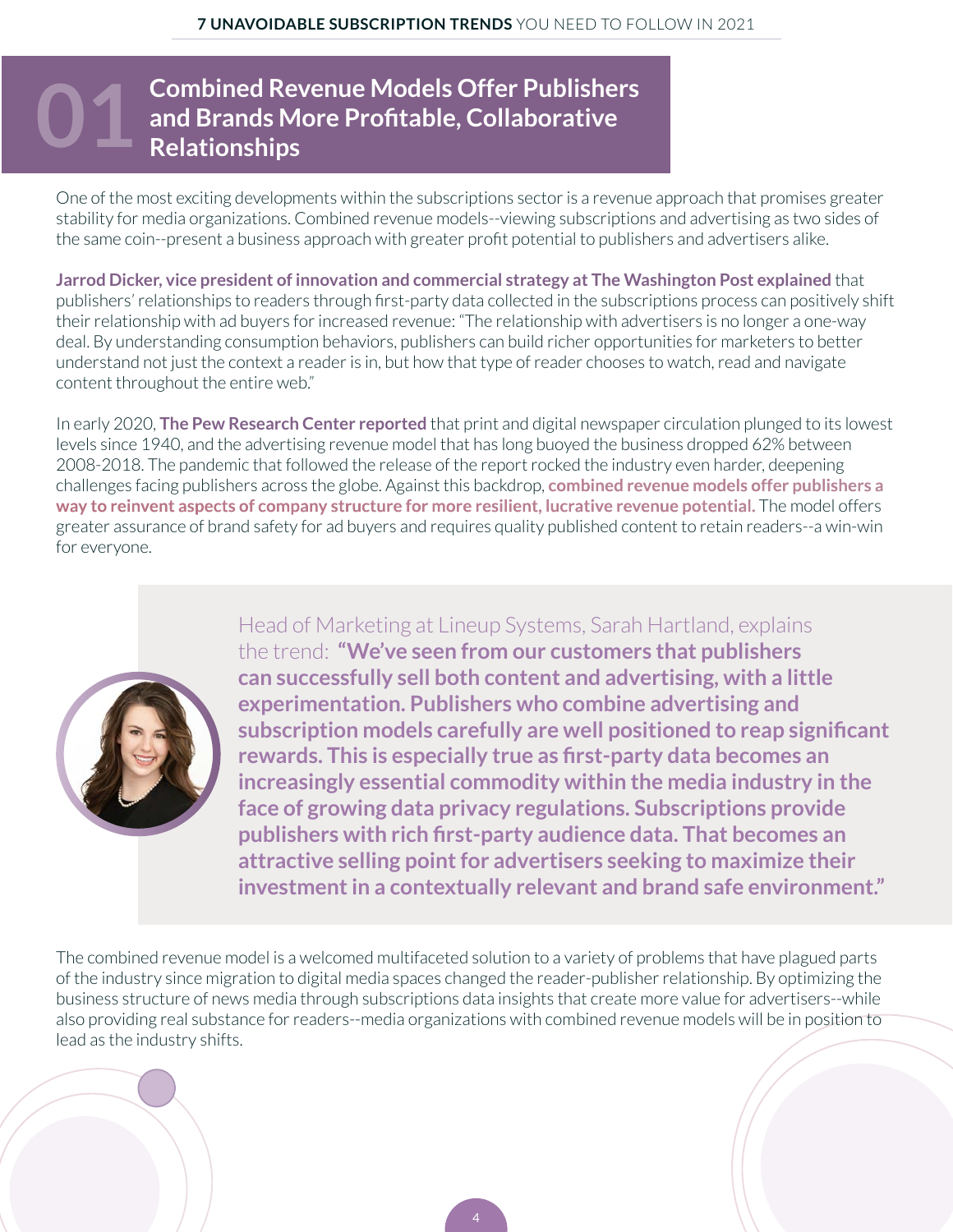## 01 Combined Revenue Models Offer Publishers and Brands More Profitable, Collaborative Relationships

One of the most exciting developments within the subscriptions sector is a revenue approach that promises greater stability for media organizations. Combined revenue models--viewing subscriptions and advertising as two sides of the same coin--present a business approach with greater profit potential to publishers and advertisers alike.

**Jarrod Dicker, vice president of innovation and commercial strategy at The Washington Post explained** that publishers' relationships to readers through first-party data collected in the subscriptions process can positively shift their relationship with ad buyers for increased revenue: "The relationship with advertisers is no longer a one-way deal. By understanding consumption behaviors, publishers can build richer opportunities for marketers to better understand not just the context a reader is in, but how that type of reader chooses to watch, read and navigate content throughout the entire web."

In early 2020, **The Pew Research Center reported** that print and digital newspaper circulation plunged to its lowest levels since 1940, and the advertising revenue model that has long buoyed the business dropped 62% between 2008-2018. The pandemic that followed the release of the report rocked the industry even harder, deepening challenges facing publishers across the globe. Against this backdrop, **combined revenue models offer publishers a way to reinvent aspects of company structure for more resilient, lucrative revenue potential.** The model offers greater assurance of brand safety for ad buyers and requires quality published content to retain readers--a win-win for everyone.

Head of Marketing at Lineup Systems, Sarah Hartland, explains the trend: **"We've seen from our customers that publishers can successfully sell both content and advertising, with a little experimentation. Publishers who combine advertising and subscription models carefully are well positioned to reap significant rewards. This is especially true as first-party data becomes an increasingly essential commodity within the media industry in the face of growing data privacy regulations. Subscriptions provide publishers with rich first-party audience data. That becomes an attractive selling point for advertisers seeking to maximize their investment in a contextually relevant and brand safe environment."**

The combined revenue model is a welcomed multifaceted solution to a variety of problems that have plagued parts of the industry since migration to digital media spaces changed the reader-publisher relationship. By optimizing the business structure of news media through subscriptions data insights that create more value for advertisers--while also providing real substance for readers--media organizations with combined revenue models will be in position to lead as the industry shifts.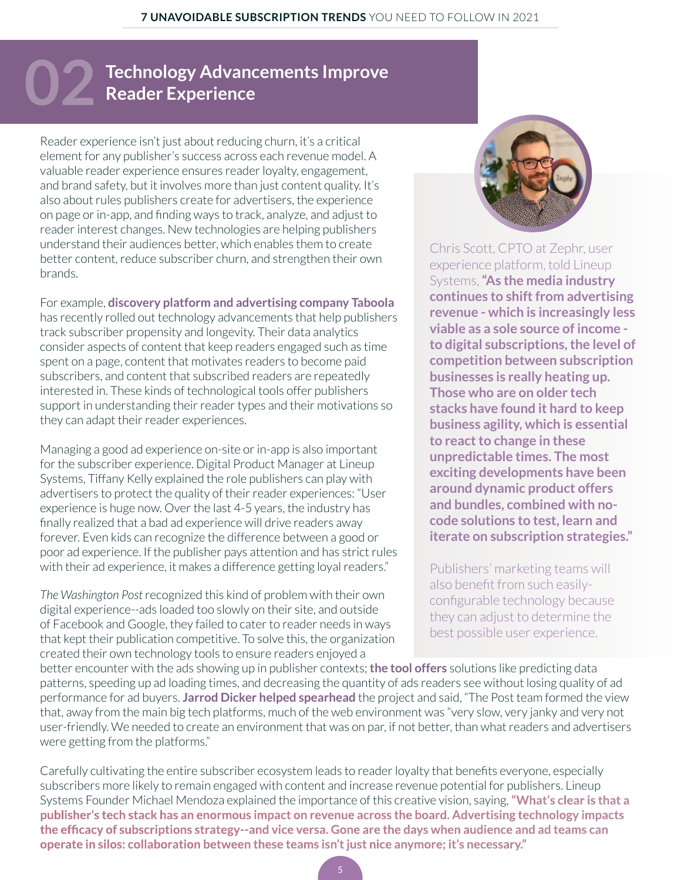# 02 Technology Advancements Improve Reader Experience

Reader experience isn't just about reducing churn, it's a critical element for any publisher's success across each revenue model. A valuable reader experience ensures reader loyalty, engagement, and brand safety, but it involves more than just content quality. It's also about rules publishers create for advertisers, the experience on page or in-app, and finding ways to track, analyze, and adjust to reader interest changes. New technologies are helping publishers understand their audiences better, which enables them to create better content, reduce subscriber churn, and strengthen their own brands.

For example, **discovery platform and advertising company Taboola** has recently rolled out technology advancements that help publishers track subscriber propensity and longevity. Their data analytics consider aspects of content that keep readers engaged such as time spent on a page, content that motivates readers to become paid subscribers, and content that subscribed readers are repeatedly interested in. These kinds of technological tools offer publishers support in understanding their reader types and their motivations so they can adapt their reader experiences.

Managing a good ad experience on-site or in-app is also important for the subscriber experience. Digital Product Manager at Lineup Systems, Tiffany Kelly explained the role publishers can play with advertisers to protect the quality of their reader experiences: "User experience is huge now. Over the last 4-5 years, the industry has finally realized that a bad ad experience will drive readers away forever. Even kids can recognize the difference between a good or poor ad experience. If the publisher pays attention and has strict rules with their ad experience, it makes a difference getting loyal readers."

*The Washington Post* recognized this kind of problem with their own digital experience--ads loaded too slowly on their site, and outside of Facebook and Google, they failed to cater to reader needs in ways that kept their publication competitive. To solve this, the organization created their own technology tools to ensure readers enjoyed a better encounter with the ads showing up in publisher contexts; **the tool offers** solutions like predicting data patterns, speeding up ad loading times, and decreasing the quantity of ads readers see without losing quality of ad performance for ad buyers. **Jarrod Dicker helped spearhead** the project and said, "The Post team formed the view that, away from the main big tech platforms, much of the web environment was "very slow, very janky and very not user-friendly. We needed to create an environment that was on par, if not better, than what readers and advertisers were getting from the platforms."

Chris Scott, CPTO at Zephr, user experience platform, told Lineup Systems, **"As the media industry continues to shift from advertising revenue - which is increasingly less viable as a sole source of income - to digital subscriptions, the level of competition between subscription businesses is really heating up. Those who are on older tech stacks have found it hard to keep business agility, which is essential to react to change in these unpredictable times. The most exciting developments have been around dynamic product offers and bundles, combined with no-code solutions to test, learn and iterate on subscription strategies."**

Publishers' marketing teams will also benefit from such easily-configurable technology because they can adjust to determine the best possible user experience.

Carefully cultivating the entire subscriber ecosystem leads to reader loyalty that benefits everyone, especially subscribers more likely to remain engaged with content and increase revenue potential for publishers. Lineup Systems Founder Michael Mendoza explained the importance of this creative vision, saying, **"What's clear is that a publisher's tech stack has an enormous impact on revenue across the board. Advertising technology impacts the efficacy of subscriptions strategy--and vice versa. Gone are the days when audience and ad teams can operate in silos: collaboration between these teams isn't just nice anymore; it's necessary."**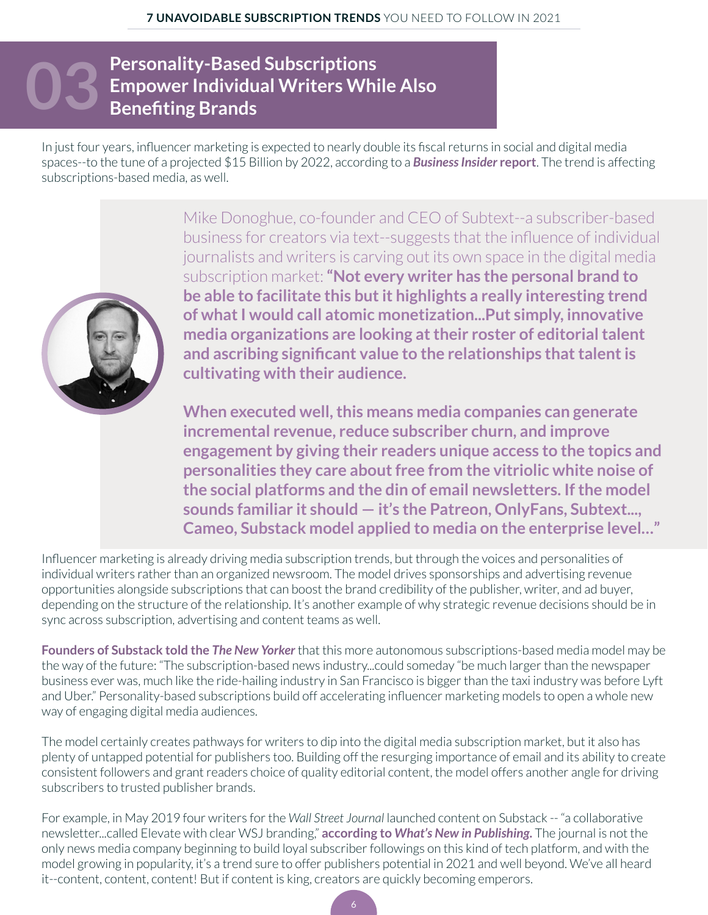## 03 Personality-Based Subscriptions Empower Individual Writers While Also Benefiting Brands

In just four years, influencer marketing is expected to nearly double its fiscal returns in social and digital media spaces--to the tune of a projected $15 Billion by 2022, according to a ***Business Insider* report**. The trend is affecting subscriptions-based media, as well.

> Mike Donoghue, co-founder and CEO of Subtext--a subscriber-based business for creators via text--suggests that the influence of individual journalists and writers is carving out its own space in the digital media subscription market: **"Not every writer has the personal brand to be able to facilitate this but it highlights a really interesting trend of what I would call atomic monetization...Put simply, innovative media organizations are looking at their roster of editorial talent and ascribing significant value to the relationships that talent is cultivating with their audience.**
>
> **When executed well, this means media companies can generate incremental revenue, reduce subscriber churn, and improve engagement by giving their readers unique access to the topics and personalities they care about free from the vitriolic white noise of the social platforms and the din of email newsletters. If the model sounds familiar it should — it's the Patreon, OnlyFans, Subtext..., Cameo, Substack model applied to media on the enterprise level…"**

Influencer marketing is already driving media subscription trends, but through the voices and personalities of individual writers rather than an organized newsroom. The model drives sponsorships and advertising revenue opportunities alongside subscriptions that can boost the brand credibility of the publisher, writer, and ad buyer, depending on the structure of the relationship. It's another example of why strategic revenue decisions should be in sync across subscription, advertising and content teams as well.

**Founders of Substack told the *The New Yorker*** that this more autonomous subscriptions-based media model may be the way of the future: "The subscription-based news industry...could someday "be much larger than the newspaper business ever was, much like the ride-hailing industry in San Francisco is bigger than the taxi industry was before Lyft and Uber." Personality-based subscriptions build off accelerating influencer marketing models to open a whole new way of engaging digital media audiences.

The model certainly creates pathways for writers to dip into the digital media subscription market, but it also has plenty of untapped potential for publishers too. Building off the resurging importance of email and its ability to create consistent followers and grant readers choice of quality editorial content, the model offers another angle for driving subscribers to trusted publisher brands.

For example, in May 2019 four writers for the *Wall Street Journal* launched content on Substack -- "a collaborative newsletter...called Elevate with clear WSJ branding," **according to *What's New in Publishing*.** The journal is not the only news media company beginning to build loyal subscriber followings on this kind of tech platform, and with the model growing in popularity, it's a trend sure to offer publishers potential in 2021 and well beyond. We've all heard it--content, content, content! But if content is king, creators are quickly becoming emperors.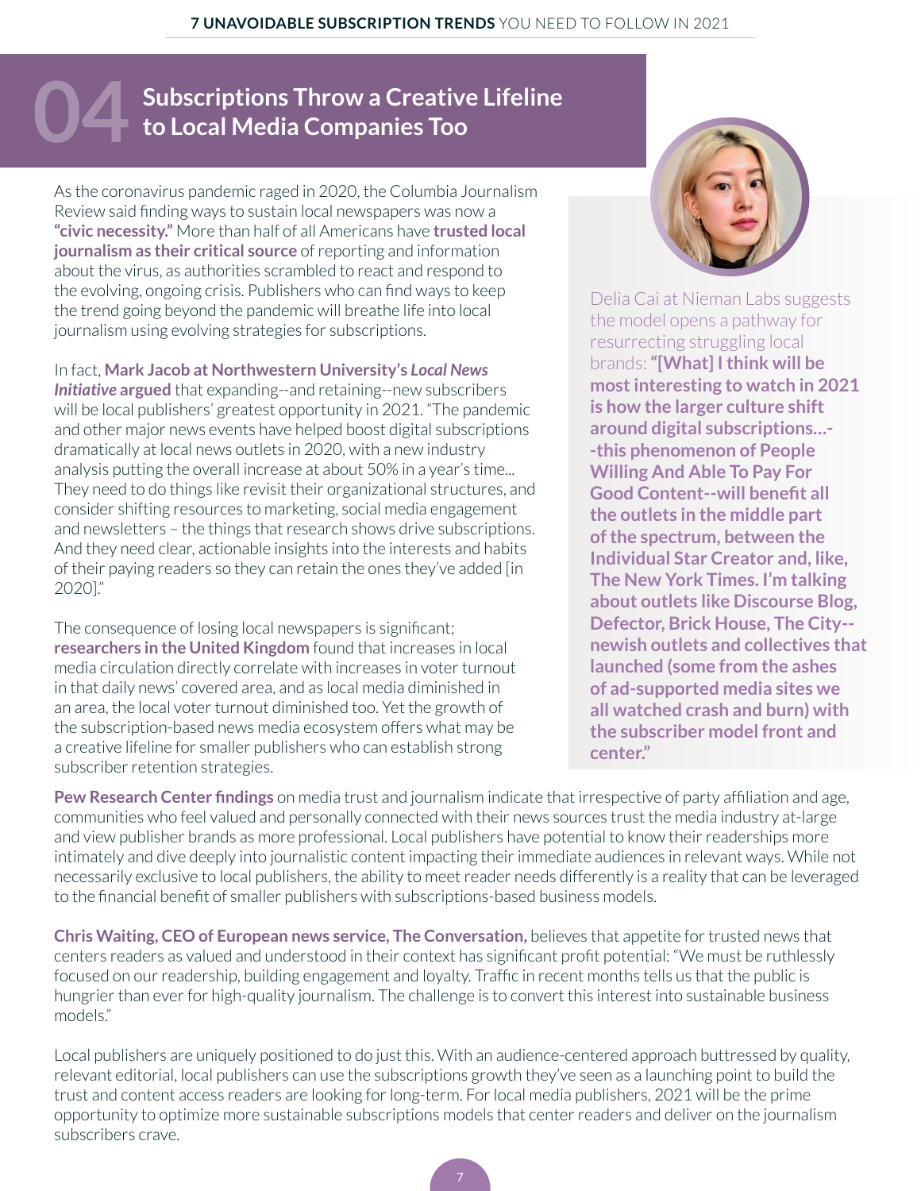## 04 Subscriptions Throw a Creative Lifeline to Local Media Companies Too

As the coronavirus pandemic raged in 2020, the Columbia Journalism Review said finding ways to sustain local newspapers was now a **"civic necessity."** More than half of all Americans have **trusted local journalism as their critical source** of reporting and information about the virus, as authorities scrambled to react and respond to the evolving, ongoing crisis. Publishers who can find ways to keep the trend going beyond the pandemic will breathe life into local journalism using evolving strategies for subscriptions.

In fact, **Mark Jacob at Northwestern University's *Local News Initiative* argued** that expanding--and retaining--new subscribers will be local publishers' greatest opportunity in 2021. "The pandemic and other major news events have helped boost digital subscriptions dramatically at local news outlets in 2020, with a new industry analysis putting the overall increase at about 50% in a year's time... They need to do things like revisit their organizational structures, and consider shifting resources to marketing, social media engagement and newsletters – the things that research shows drive subscriptions. And they need clear, actionable insights into the interests and habits of their paying readers so they can retain the ones they've added [in 2020]."

The consequence of losing local newspapers is significant; **researchers in the United Kingdom** found that increases in local media circulation directly correlate with increases in voter turnout in that daily news' covered area, and as local media diminished in an area, the local voter turnout diminished too. Yet the growth of the subscription-based news media ecosystem offers what may be a creative lifeline for smaller publishers who can establish strong subscriber retention strategies.

Delia Cai at Nieman Labs suggests the model opens a pathway for resurrecting struggling local brands: **"[What] I think will be most interesting to watch in 2021 is how the larger culture shift around digital subscriptions...--this phenomenon of People Willing And Able To Pay For Good Content--will benefit all the outlets in the middle part of the spectrum, between the Individual Star Creator and, like, The New York Times. I'm talking about outlets like Discourse Blog, Defector, Brick House, The City--newish outlets and collectives that launched (some from the ashes of ad-supported media sites we all watched crash and burn) with the subscriber model front and center."**

**Pew Research Center findings** on media trust and journalism indicate that irrespective of party affiliation and age, communities who feel valued and personally connected with their news sources trust the media industry at-large and view publisher brands as more professional. Local publishers have potential to know their readerships more intimately and dive deeply into journalistic content impacting their immediate audiences in relevant ways. While not necessarily exclusive to local publishers, the ability to meet reader needs differently is a reality that can be leveraged to the financial benefit of smaller publishers with subscriptions-based business models.

**Chris Waiting, CEO of European news service, The Conversation,** believes that appetite for trusted news that centers readers as valued and understood in their context has significant profit potential: "We must be ruthlessly focused on our readership, building engagement and loyalty. Traffic in recent months tells us that the public is hungrier than ever for high-quality journalism. The challenge is to convert this interest into sustainable business models."

Local publishers are uniquely positioned to do just this. With an audience-centered approach buttressed by quality, relevant editorial, local publishers can use the subscriptions growth they've seen as a launching point to build the trust and content access readers are looking for long-term. For local media publishers, 2021 will be the prime opportunity to optimize more sustainable subscriptions models that center readers and deliver on the journalism subscribers crave.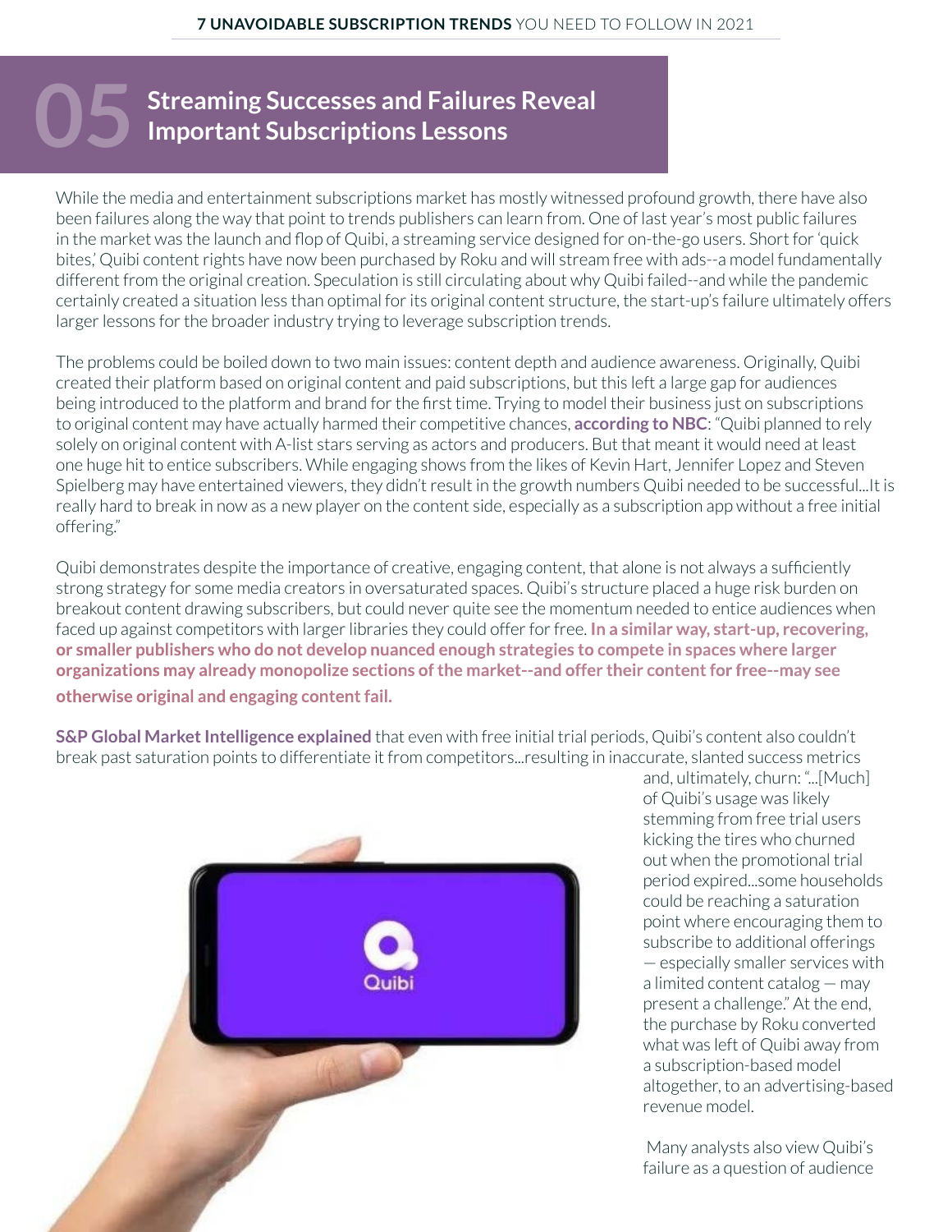## 05 Streaming Successes and Failures Reveal Important Subscriptions Lessons

While the media and entertainment subscriptions market has mostly witnessed profound growth, there have also been failures along the way that point to trends publishers can learn from. One of last year's most public failures in the market was the launch and flop of Quibi, a streaming service designed for on-the-go users. Short for 'quick bites,' Quibi content rights have now been purchased by Roku and will stream free with ads--a model fundamentally different from the original creation. Speculation is still circulating about why Quibi failed--and while the pandemic certainly created a situation less than optimal for its original content structure, the start-up's failure ultimately offers larger lessons for the broader industry trying to leverage subscription trends.

The problems could be boiled down to two main issues: content depth and audience awareness. Originally, Quibi created their platform based on original content and paid subscriptions, but this left a large gap for audiences being introduced to the platform and brand for the first time. Trying to model their business just on subscriptions to original content may have actually harmed their competitive chances, **according to NBC**: "Quibi planned to rely solely on original content with A-list stars serving as actors and producers. But that meant it would need at least one huge hit to entice subscribers. While engaging shows from the likes of Kevin Hart, Jennifer Lopez and Steven Spielberg may have entertained viewers, they didn't result in the growth numbers Quibi needed to be successful...It is really hard to break in now as a new player on the content side, especially as a subscription app without a free initial offering."

Quibi demonstrates despite the importance of creative, engaging content, that alone is not always a sufficiently strong strategy for some media creators in oversaturated spaces. Quibi's structure placed a huge risk burden on breakout content drawing subscribers, but could never quite see the momentum needed to entice audiences when faced up against competitors with larger libraries they could offer for free. **In a similar way, start-up, recovering, or smaller publishers who do not develop nuanced enough strategies to compete in spaces where larger organizations may already monopolize sections of the market--and offer their content for free--may see otherwise original and engaging content fail.**

**S&P Global Market Intelligence explained** that even with free initial trial periods, Quibi's content also couldn't break past saturation points to differentiate it from competitors...resulting in inaccurate, slanted success metrics and, ultimately, churn: "...[Much] of Quibi's usage was likely stemming from free trial users kicking the tires who churned out when the promotional trial period expired...some households could be reaching a saturation point where encouraging them to subscribe to additional offerings — especially smaller services with a limited content catalog — may present a challenge." At the end, the purchase by Roku converted what was left of Quibi away from a subscription-based model altogether, to an advertising-based revenue model.

Many analysts also view Quibi's failure as a question of audience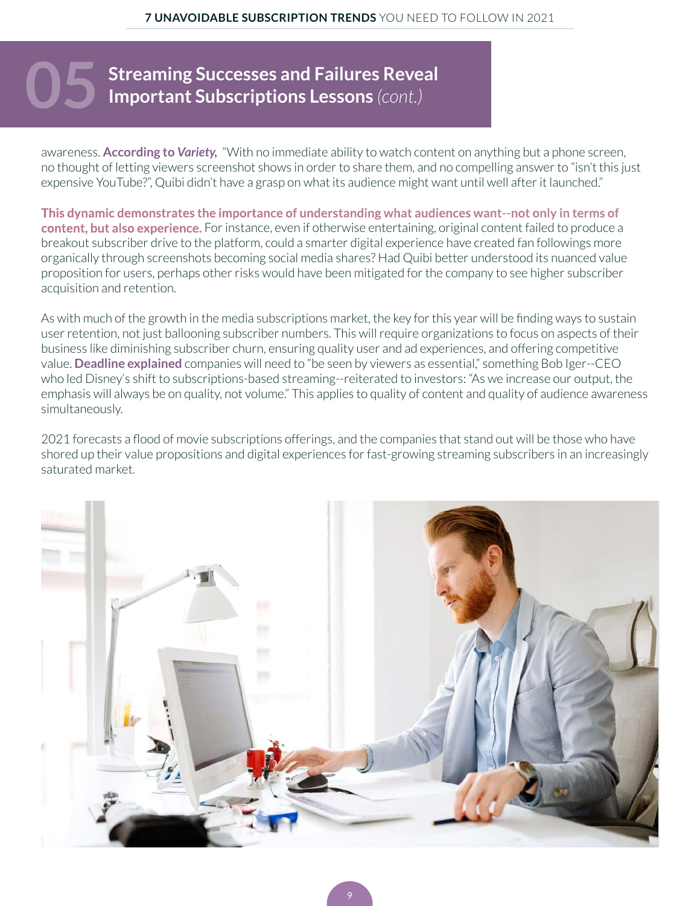## 05 Streaming Successes and Failures Reveal Important Subscriptions Lessons *(cont.)*

awareness. **According to *Variety*,** "With no immediate ability to watch content on anything but a phone screen, no thought of letting viewers screenshot shows in order to share them, and no compelling answer to "isn't this just expensive YouTube?", Quibi didn't have a grasp on what its audience might want until well after it launched."

**This dynamic demonstrates the importance of understanding what audiences want--not only in terms of content, but also experience.** For instance, even if otherwise entertaining, original content failed to produce a breakout subscriber drive to the platform, could a smarter digital experience have created fan followings more organically through screenshots becoming social media shares? Had Quibi better understood its nuanced value proposition for users, perhaps other risks would have been mitigated for the company to see higher subscriber acquisition and retention.

As with much of the growth in the media subscriptions market, the key for this year will be finding ways to sustain user retention, not just ballooning subscriber numbers. This will require organizations to focus on aspects of their business like diminishing subscriber churn, ensuring quality user and ad experiences, and offering competitive value. **Deadline explained** companies will need to "be seen by viewers as essential," something Bob Iger--CEO who led Disney's shift to subscriptions-based streaming--reiterated to investors: "As we increase our output, the emphasis will always be on quality, not volume." This applies to quality of content and quality of audience awareness simultaneously.

2021 forecasts a flood of movie subscriptions offerings, and the companies that stand out will be those who have shored up their value propositions and digital experiences for fast-growing streaming subscribers in an increasingly saturated market.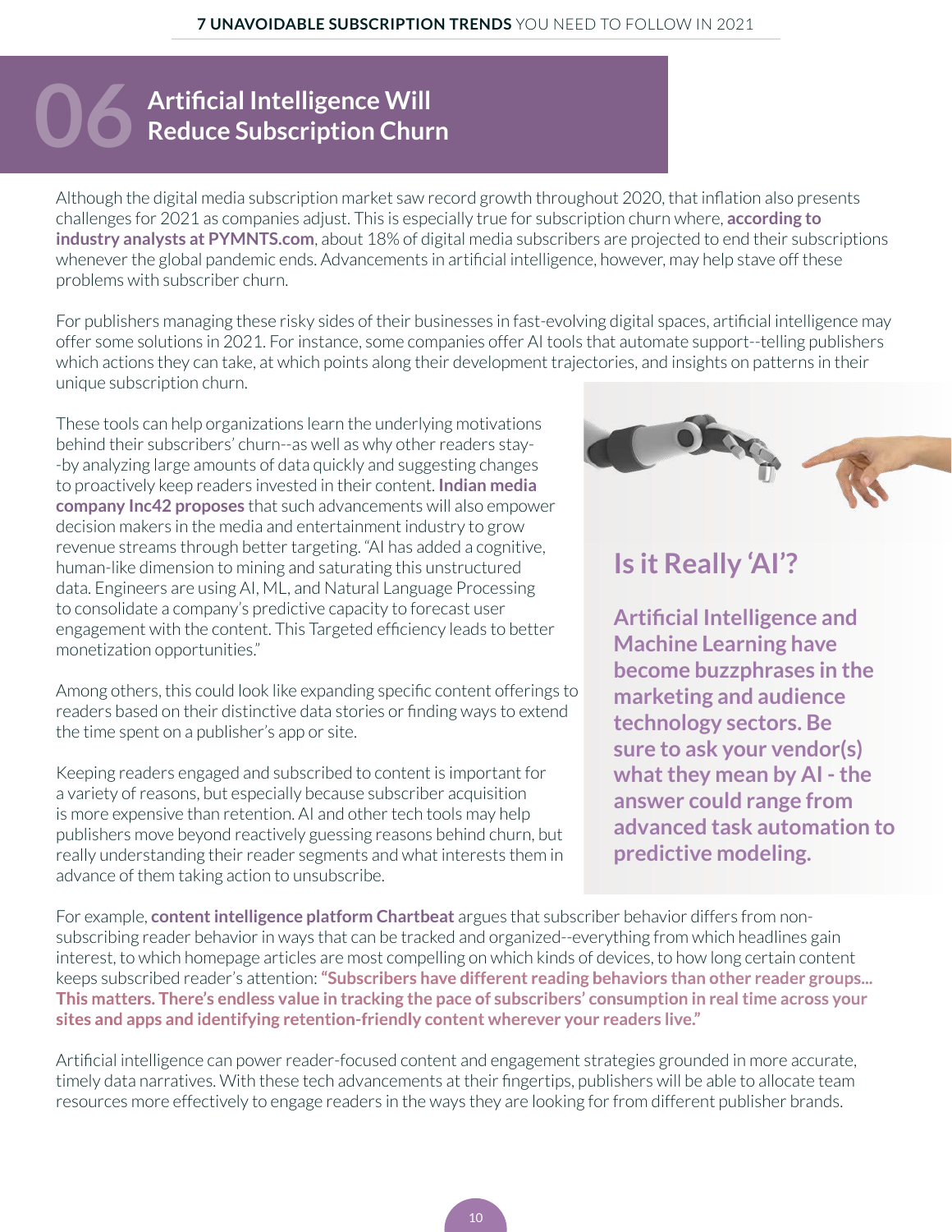# 06 Artificial Intelligence Will Reduce Subscription Churn

Although the digital media subscription market saw record growth throughout 2020, that inflation also presents challenges for 2021 as companies adjust. This is especially true for subscription churn where, **according to industry analysts at PYMNTS.com**, about 18% of digital media subscribers are projected to end their subscriptions whenever the global pandemic ends. Advancements in artificial intelligence, however, may help stave off these problems with subscriber churn.

For publishers managing these risky sides of their businesses in fast-evolving digital spaces, artificial intelligence may offer some solutions in 2021. For instance, some companies offer AI tools that automate support--telling publishers which actions they can take, at which points along their development trajectories, and insights on patterns in their unique subscription churn.

These tools can help organizations learn the underlying motivations behind their subscribers' churn--as well as why other readers stay--by analyzing large amounts of data quickly and suggesting changes to proactively keep readers invested in their content. **Indian media company Inc42 proposes** that such advancements will also empower decision makers in the media and entertainment industry to grow revenue streams through better targeting. "AI has added a cognitive, human-like dimension to mining and saturating this unstructured data. Engineers are using AI, ML, and Natural Language Processing to consolidate a company's predictive capacity to forecast user engagement with the content. This Targeted efficiency leads to better monetization opportunities."

Among others, this could look like expanding specific content offerings to readers based on their distinctive data stories or finding ways to extend the time spent on a publisher's app or site.

Keeping readers engaged and subscribed to content is important for a variety of reasons, but especially because subscriber acquisition is more expensive than retention. AI and other tech tools may help publishers move beyond reactively guessing reasons behind churn, but really understanding their reader segments and what interests them in advance of them taking action to unsubscribe.

## Is it Really 'AI'?

**Artificial Intelligence and Machine Learning have become buzzphrases in the marketing and audience technology sectors. Be sure to ask your vendor(s) what they mean by AI - the answer could range from advanced task automation to predictive modeling.**

For example, **content intelligence platform Chartbeat** argues that subscriber behavior differs from non-subscribing reader behavior in ways that can be tracked and organized--everything from which headlines gain interest, to which homepage articles are most compelling on which kinds of devices, to how long certain content keeps subscribed reader's attention: **"Subscribers have different reading behaviors than other reader groups... This matters. There's endless value in tracking the pace of subscribers' consumption in real time across your sites and apps and identifying retention-friendly content wherever your readers live."**

Artificial intelligence can power reader-focused content and engagement strategies grounded in more accurate, timely data narratives. With these tech advancements at their fingertips, publishers will be able to allocate team resources more effectively to engage readers in the ways they are looking for from different publisher brands.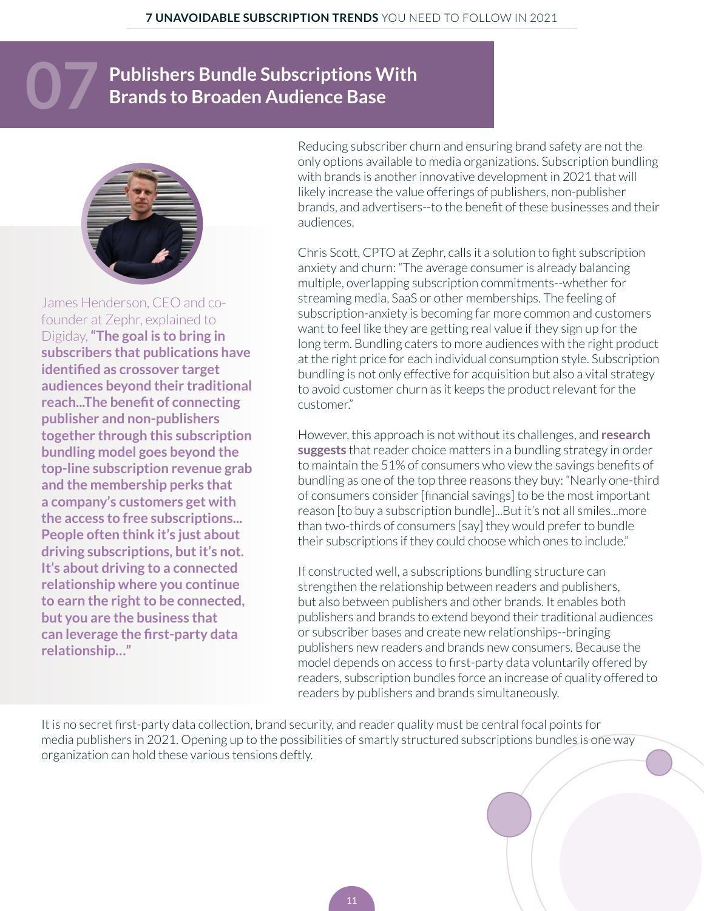# 07 Publishers Bundle Subscriptions With Brands to Broaden Audience Base

James Henderson, CEO and co-founder at Zephr, explained to Digiday, **"The goal is to bring in subscribers that publications have identified as crossover target audiences beyond their traditional reach...The benefit of connecting publisher and non-publishers together through this subscription bundling model goes beyond the top-line subscription revenue grab and the membership perks that a company's customers get with the access to free subscriptions... People often think it's just about driving subscriptions, but it's not. It's about driving to a connected relationship where you continue to earn the right to be connected, but you are the business that can leverage the first-party data relationship..."**

Reducing subscriber churn and ensuring brand safety are not the only options available to media organizations. Subscription bundling with brands is another innovative development in 2021 that will likely increase the value offerings of publishers, non-publisher brands, and advertisers--to the benefit of these businesses and their audiences.

Chris Scott, CPTO at Zephr, calls it a solution to fight subscription anxiety and churn: "The average consumer is already balancing multiple, overlapping subscription commitments--whether for streaming media, SaaS or other memberships. The feeling of subscription-anxiety is becoming far more common and customers want to feel like they are getting real value if they sign up for the long term. Bundling caters to more audiences with the right product at the right price for each individual consumption style. Subscription bundling is not only effective for acquisition but also a vital strategy to avoid customer churn as it keeps the product relevant for the customer."

However, this approach is not without its challenges, and **research suggests** that reader choice matters in a bundling strategy in order to maintain the 51% of consumers who view the savings benefits of bundling as one of the top three reasons they buy: "Nearly one-third of consumers consider [financial savings] to be the most important reason [to buy a subscription bundle]...But it's not all smiles...more than two-thirds of consumers [say] they would prefer to bundle their subscriptions if they could choose which ones to include."

If constructed well, a subscriptions bundling structure can strengthen the relationship between readers and publishers, but also between publishers and other brands. It enables both publishers and brands to extend beyond their traditional audiences or subscriber bases and create new relationships--bringing publishers new readers and brands new consumers. Because the model depends on access to first-party data voluntarily offered by readers, subscription bundles force an increase of quality offered to readers by publishers and brands simultaneously.

It is no secret first-party data collection, brand security, and reader quality must be central focal points for media publishers in 2021. Opening up to the possibilities of smartly structured subscriptions bundles is one way organization can hold these various tensions deftly.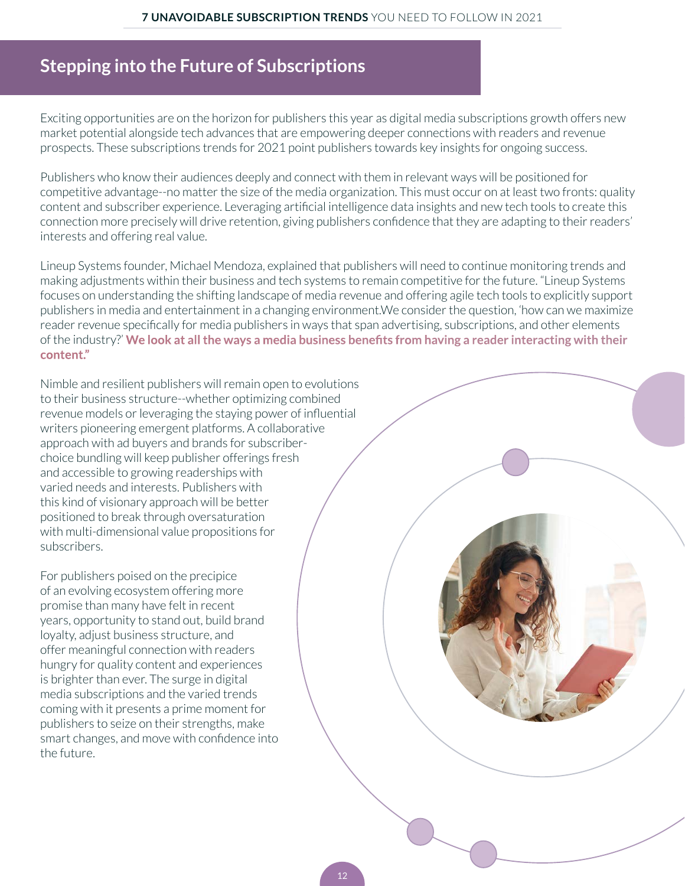## Stepping into the Future of Subscriptions

Exciting opportunities are on the horizon for publishers this year as digital media subscriptions growth offers new market potential alongside tech advances that are empowering deeper connections with readers and revenue prospects. These subscriptions trends for 2021 point publishers towards key insights for ongoing success.

Publishers who know their audiences deeply and connect with them in relevant ways will be positioned for competitive advantage--no matter the size of the media organization. This must occur on at least two fronts: quality content and subscriber experience. Leveraging artificial intelligence data insights and new tech tools to create this connection more precisely will drive retention, giving publishers confidence that they are adapting to their readers' interests and offering real value.

Lineup Systems founder, Michael Mendoza, explained that publishers will need to continue monitoring trends and making adjustments within their business and tech systems to remain competitive for the future. "Lineup Systems focuses on understanding the shifting landscape of media revenue and offering agile tech tools to explicitly support publishers in media and entertainment in a changing environment.We consider the question, 'how can we maximize reader revenue specifically for media publishers in ways that span advertising, subscriptions, and other elements of the industry?' **We look at all the ways a media business benefits from having a reader interacting with their content."**

Nimble and resilient publishers will remain open to evolutions to their business structure--whether optimizing combined revenue models or leveraging the staying power of influential writers pioneering emergent platforms. A collaborative approach with ad buyers and brands for subscriber-choice bundling will keep publisher offerings fresh and accessible to growing readerships with varied needs and interests. Publishers with this kind of visionary approach will be better positioned to break through oversaturation with multi-dimensional value propositions for subscribers.

For publishers poised on the precipice of an evolving ecosystem offering more promise than many have felt in recent years, opportunity to stand out, build brand loyalty, adjust business structure, and offer meaningful connection with readers hungry for quality content and experiences is brighter than ever. The surge in digital media subscriptions and the varied trends coming with it presents a prime moment for publishers to seize on their strengths, make smart changes, and move with confidence into the future.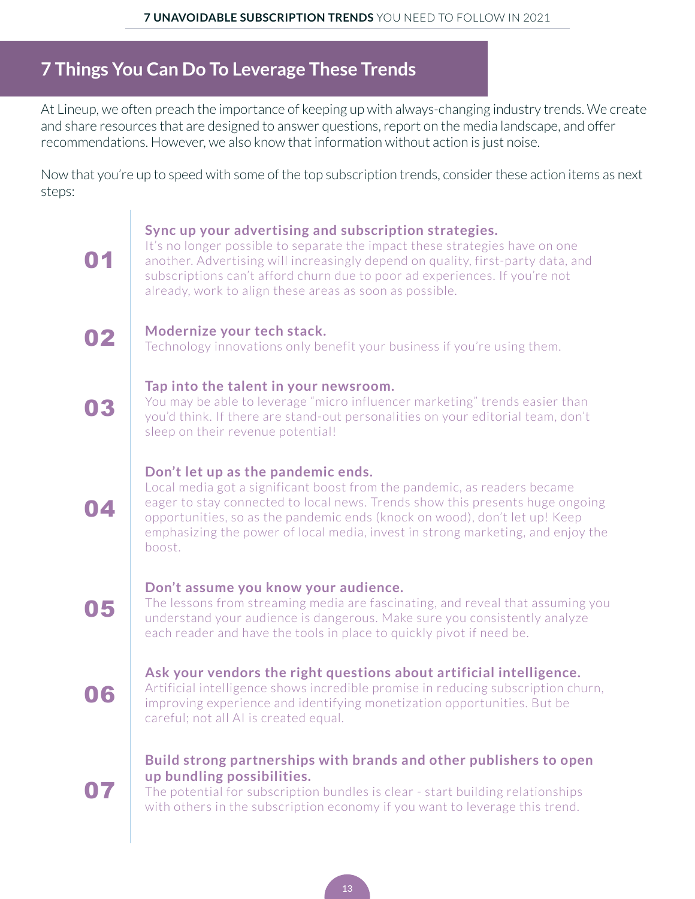## 7 Things You Can Do To Leverage These Trends

At Lineup, we often preach the importance of keeping up with always-changing industry trends. We create and share resources that are designed to answer questions, report on the media landscape, and offer recommendations. However, we also know that information without action is just noise.

Now that you're up to speed with some of the top subscription trends, consider these action items as next steps:

**01**

**Sync up your advertising and subscription strategies.**
It's no longer possible to separate the impact these strategies have on one another. Advertising will increasingly depend on quality, first-party data, and subscriptions can't afford churn due to poor ad experiences. If you're not already, work to align these areas as soon as possible.

**02**

**Modernize your tech stack.**
Technology innovations only benefit your business if you're using them.

**03**

**Tap into the talent in your newsroom.**
You may be able to leverage "micro influencer marketing" trends easier than you'd think. If there are stand-out personalities on your editorial team, don't sleep on their revenue potential!

**04**

**Don't let up as the pandemic ends.**
Local media got a significant boost from the pandemic, as readers became eager to stay connected to local news. Trends show this presents huge ongoing opportunities, so as the pandemic ends (knock on wood), don't let up! Keep emphasizing the power of local media, invest in strong marketing, and enjoy the boost.

**05**

**Don't assume you know your audience.**
The lessons from streaming media are fascinating, and reveal that assuming you understand your audience is dangerous. Make sure you consistently analyze each reader and have the tools in place to quickly pivot if need be.

**06**

**Ask your vendors the right questions about artificial intelligence.**
Artificial intelligence shows incredible promise in reducing subscription churn, improving experience and identifying monetization opportunities. But be careful; not all AI is created equal.

**07**

**Build strong partnerships with brands and other publishers to open up bundling possibilities.**
The potential for subscription bundles is clear - start building relationships with others in the subscription economy if you want to leverage this trend.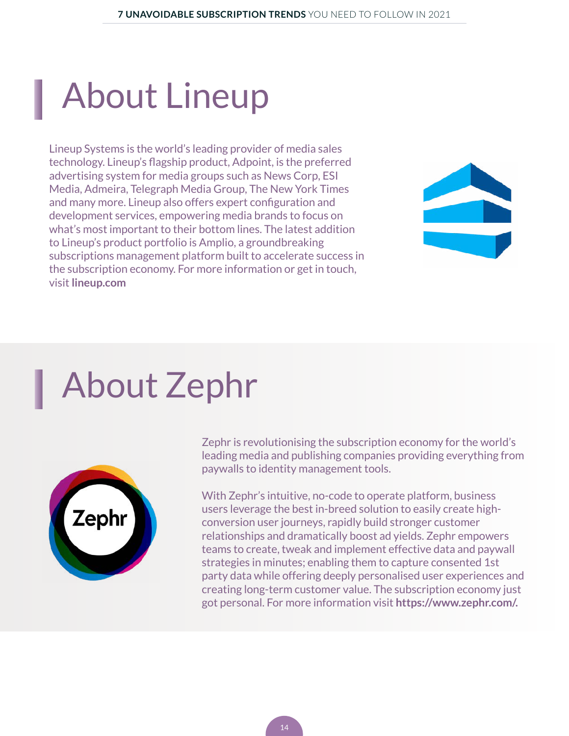# About Lineup

Lineup Systems is the world's leading provider of media sales technology. Lineup's flagship product, Adpoint, is the preferred advertising system for media groups such as News Corp, ESI Media, Admeira, Telegraph Media Group, The New York Times and many more. Lineup also offers expert configuration and development services, empowering media brands to focus on what's most important to their bottom lines. The latest addition to Lineup's product portfolio is Amplio, a groundbreaking subscriptions management platform built to accelerate success in the subscription economy. For more information or get in touch, visit **lineup.com**

# About Zephr

Zephr is revolutionising the subscription economy for the world's leading media and publishing companies providing everything from paywalls to identity management tools.

With Zephr's intuitive, no-code to operate platform, business users leverage the best in-breed solution to easily create high-conversion user journeys, rapidly build stronger customer relationships and dramatically boost ad yields. Zephr empowers teams to create, tweak and implement effective data and paywall strategies in minutes; enabling them to capture consented 1st party data while offering deeply personalised user experiences and creating long-term customer value. The subscription economy just got personal. For more information visit **https://www.zephr.com/.**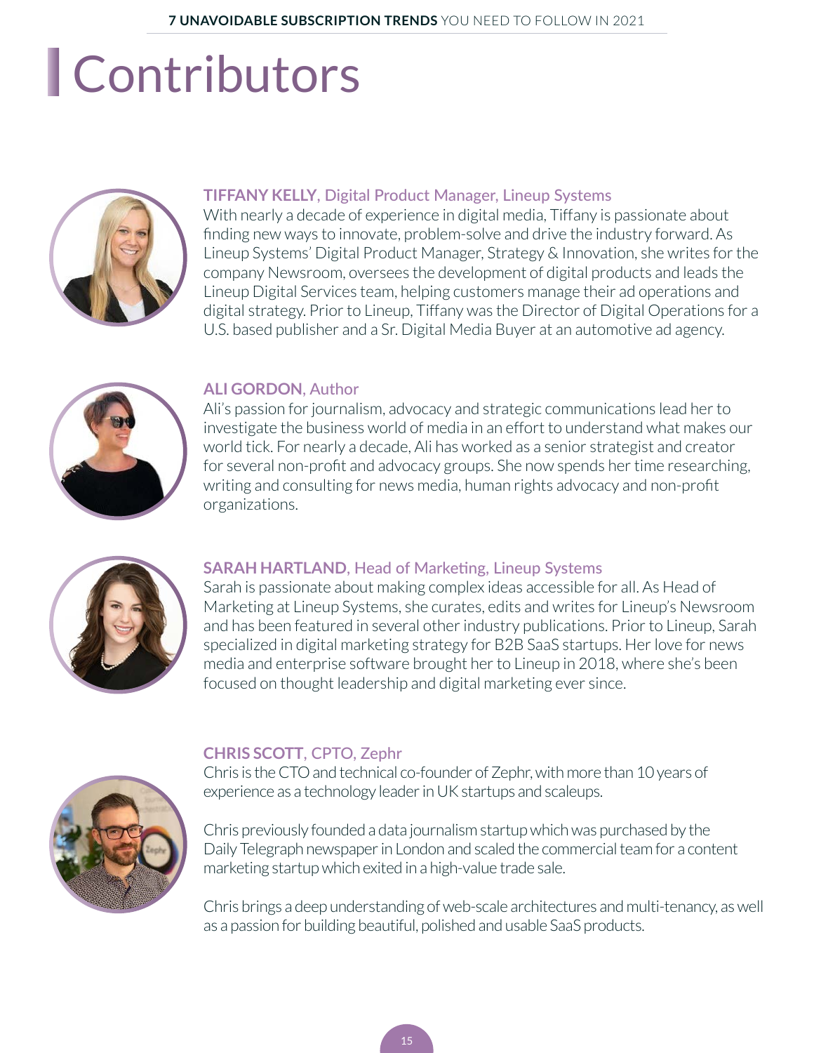# Contributors

**TIFFANY KELLY**, Digital Product Manager, Lineup Systems

With nearly a decade of experience in digital media, Tiffany is passionate about finding new ways to innovate, problem-solve and drive the industry forward. As Lineup Systems' Digital Product Manager, Strategy & Innovation, she writes for the company Newsroom, oversees the development of digital products and leads the Lineup Digital Services team, helping customers manage their ad operations and digital strategy. Prior to Lineup, Tiffany was the Director of Digital Operations for a U.S. based publisher and a Sr. Digital Media Buyer at an automotive ad agency.

**ALI GORDON**, Author

Ali's passion for journalism, advocacy and strategic communications lead her to investigate the business world of media in an effort to understand what makes our world tick. For nearly a decade, Ali has worked as a senior strategist and creator for several non-profit and advocacy groups. She now spends her time researching, writing and consulting for news media, human rights advocacy and non-profit organizations.

**SARAH HARTLAND**, Head of Marketing, Lineup Systems

Sarah is passionate about making complex ideas accessible for all. As Head of Marketing at Lineup Systems, she curates, edits and writes for Lineup's Newsroom and has been featured in several other industry publications. Prior to Lineup, Sarah specialized in digital marketing strategy for B2B SaaS startups. Her love for news media and enterprise software brought her to Lineup in 2018, where she's been focused on thought leadership and digital marketing ever since.

**CHRIS SCOTT**, CPTO, Zephr

Chris is the CTO and technical co-founder of Zephr, with more than 10 years of experience as a technology leader in UK startups and scaleups.

Chris previously founded a data journalism startup which was purchased by the Daily Telegraph newspaper in London and scaled the commercial team for a content marketing startup which exited in a high-value trade sale.

Chris brings a deep understanding of web-scale architectures and multi-tenancy, as well as a passion for building beautiful, polished and usable SaaS products.